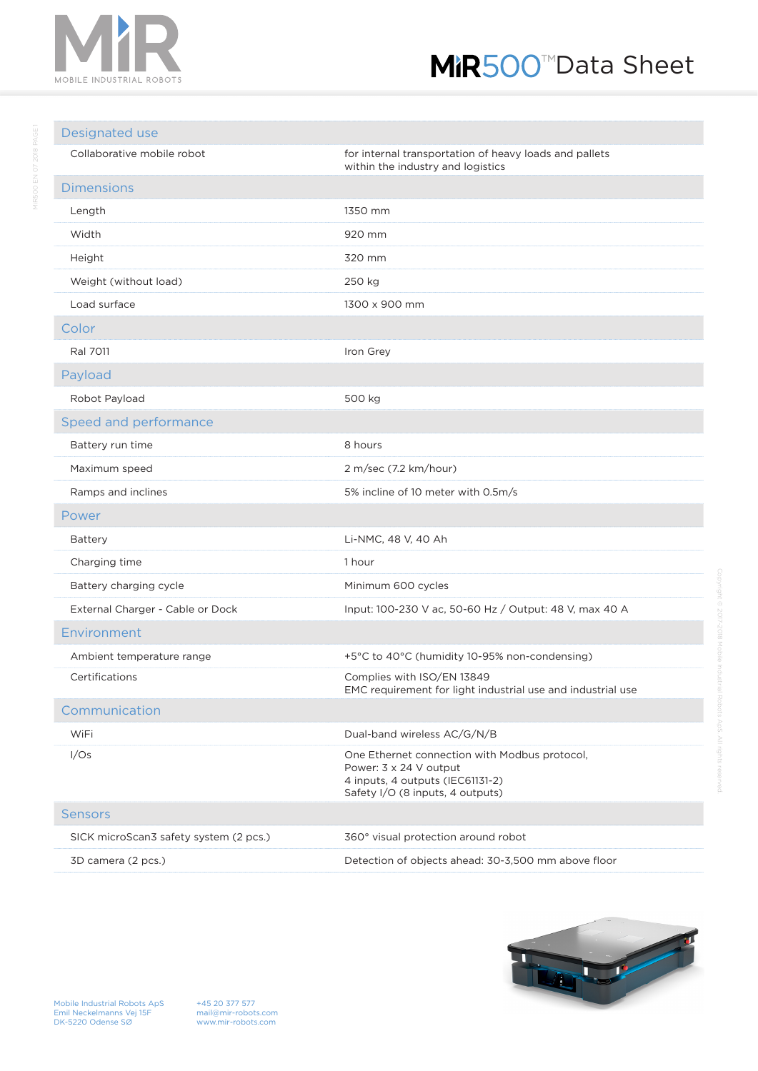# MiR500™ Data Sheet

MOBILE INDUSTRIAL ROBOTS

| | |
|---|---|
| **Designated use** | |
| Collaborative mobile robot | for internal transportation of heavy loads and pallets within the industry and logistics |
| **Dimensions** | |
| Length | 1350 mm |
| Width | 920 mm |
| Height | 320 mm |
| Weight (without load) | 250 kg |
| Load surface | 1300 x 900 mm |
| **Color** | |
| Ral 7011 | Iron Grey |
| **Payload** | |
| Robot Payload | 500 kg |
| **Speed and performance** | |
| Battery run time | 8 hours |
| Maximum speed | 2 m/sec (7.2 km/hour) |
| Ramps and inclines | 5% incline of 10 meter with 0.5m/s |
| **Power** | |
| Battery | Li-NMC, 48 V, 40 Ah |
| Charging time | 1 hour |
| Battery charging cycle | Minimum 600 cycles |
| External Charger - Cable or Dock | Input: 100-230 V ac, 50-60 Hz / Output: 48 V, max 40 A |
| **Environment** | |
| Ambient temperature range | +5°C to 40°C (humidity 10-95% non-condensing) |
| Certifications | Complies with ISO/EN 13849<br>EMC requirement for light industrial use and industrial use |
| **Communication** | |
| WiFi | Dual-band wireless AC/G/N/B |
| I/Os | One Ethernet connection with Modbus protocol,<br>Power: 3 x 24 V output<br>4 inputs, 4 outputs (IEC61131-2)<br>Safety I/O (8 inputs, 4 outputs) |
| **Sensors** | |
| SICK microScan3 safety system (2 pcs.) | 360° visual protection around robot |
| 3D camera (2 pcs.) | Detection of objects ahead: 30-3,500 mm above floor |

Mobile Industrial Robots ApS
Emil Neckelmanns Vej 15F
DK-5220 Odense SØ

+45 20 377 577
mail@mir-robots.com
www.mir-robots.com

Copyright © 2017-2018 Mobile Industrial Robots ApS. All rights reserved.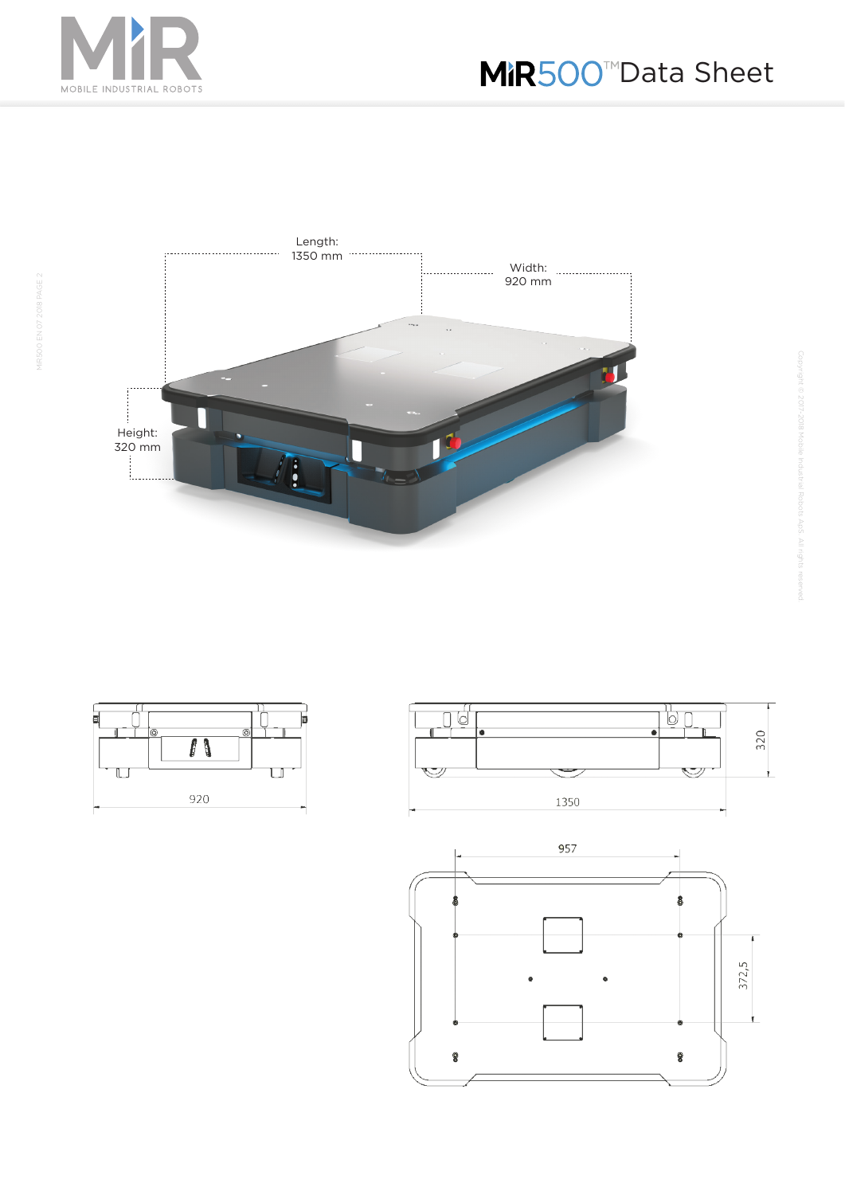# MiR500™ Data Sheet

Length:
1350 mm

Width:
920 mm

Height:
320 mm

920

1350

320

957

372,5